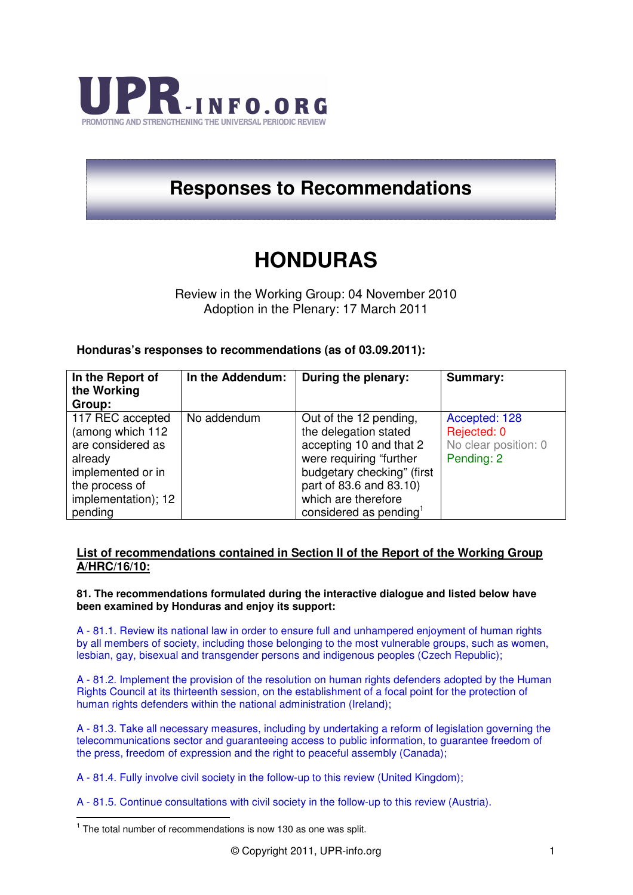UPR-INFO.ORG

PROMOTING AND STRENGTHENING THE UNIVERSAL PERIODIC REVIEW

# Responses to Recommendations

# HONDURAS

Review in the Working Group: 04 November 2010
Adoption in the Plenary: 17 March 2011

**Honduras's responses to recommendations (as of 03.09.2011):**

| In the Report of the Working Group: | In the Addendum: | During the plenary: | Summary: |
|---|---|---|---|
| 117 REC accepted (among which 112 are considered as already implemented or in the process of implementation); 12 pending | No addendum | Out of the 12 pending, the delegation stated accepting 10 and that 2 were requiring "further budgetary checking" (first part of 83.6 and 83.10) which are therefore considered as pending[1] | Accepted: 128<br>Rejected: 0<br>No clear position: 0<br>Pending: 2 |

**List of recommendations contained in Section II of the Report of the Working Group A/HRC/16/10:**

**81. The recommendations formulated during the interactive dialogue and listed below have been examined by Honduras and enjoy its support:**

A - 81.1. Review its national law in order to ensure full and unhampered enjoyment of human rights by all members of society, including those belonging to the most vulnerable groups, such as women, lesbian, gay, bisexual and transgender persons and indigenous peoples (Czech Republic);

A - 81.2. Implement the provision of the resolution on human rights defenders adopted by the Human Rights Council at its thirteenth session, on the establishment of a focal point for the protection of human rights defenders within the national administration (Ireland);

A - 81.3. Take all necessary measures, including by undertaking a reform of legislation governing the telecommunications sector and guaranteeing access to public information, to guarantee freedom of the press, freedom of expression and the right to peaceful assembly (Canada);

A - 81.4. Fully involve civil society in the follow-up to this review (United Kingdom);

A - 81.5. Continue consultations with civil society in the follow-up to this review (Austria).

[1] The total number of recommendations is now 130 as one was split.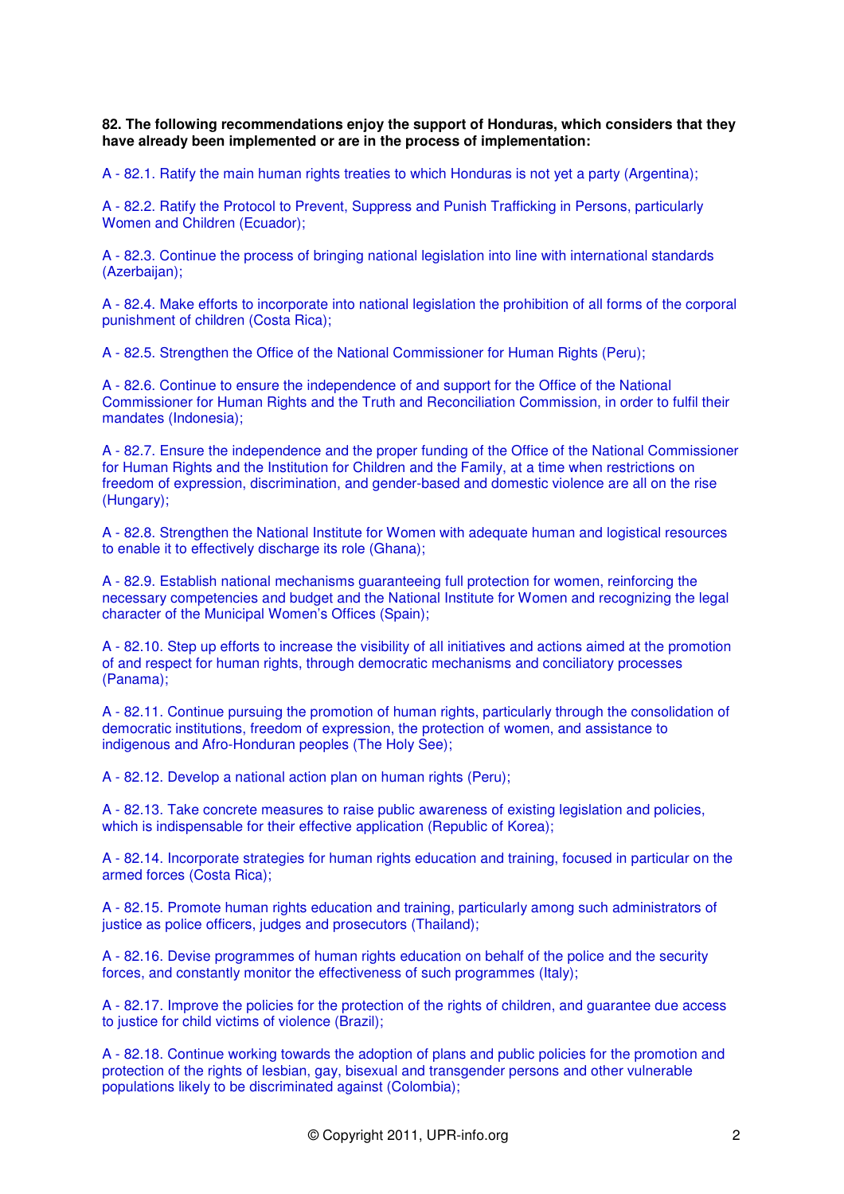**82. The following recommendations enjoy the support of Honduras, which considers that they have already been implemented or are in the process of implementation:**

A - 82.1. Ratify the main human rights treaties to which Honduras is not yet a party (Argentina);

A - 82.2. Ratify the Protocol to Prevent, Suppress and Punish Trafficking in Persons, particularly Women and Children (Ecuador);

A - 82.3. Continue the process of bringing national legislation into line with international standards (Azerbaijan);

A - 82.4. Make efforts to incorporate into national legislation the prohibition of all forms of the corporal punishment of children (Costa Rica);

A - 82.5. Strengthen the Office of the National Commissioner for Human Rights (Peru);

A - 82.6. Continue to ensure the independence of and support for the Office of the National Commissioner for Human Rights and the Truth and Reconciliation Commission, in order to fulfil their mandates (Indonesia);

A - 82.7. Ensure the independence and the proper funding of the Office of the National Commissioner for Human Rights and the Institution for Children and the Family, at a time when restrictions on freedom of expression, discrimination, and gender-based and domestic violence are all on the rise (Hungary);

A - 82.8. Strengthen the National Institute for Women with adequate human and logistical resources to enable it to effectively discharge its role (Ghana);

A - 82.9. Establish national mechanisms guaranteeing full protection for women, reinforcing the necessary competencies and budget and the National Institute for Women and recognizing the legal character of the Municipal Women's Offices (Spain);

A - 82.10. Step up efforts to increase the visibility of all initiatives and actions aimed at the promotion of and respect for human rights, through democratic mechanisms and conciliatory processes (Panama);

A - 82.11. Continue pursuing the promotion of human rights, particularly through the consolidation of democratic institutions, freedom of expression, the protection of women, and assistance to indigenous and Afro-Honduran peoples (The Holy See);

A - 82.12. Develop a national action plan on human rights (Peru);

A - 82.13. Take concrete measures to raise public awareness of existing legislation and policies, which is indispensable for their effective application (Republic of Korea);

A - 82.14. Incorporate strategies for human rights education and training, focused in particular on the armed forces (Costa Rica);

A - 82.15. Promote human rights education and training, particularly among such administrators of justice as police officers, judges and prosecutors (Thailand);

A - 82.16. Devise programmes of human rights education on behalf of the police and the security forces, and constantly monitor the effectiveness of such programmes (Italy);

A - 82.17. Improve the policies for the protection of the rights of children, and guarantee due access to justice for child victims of violence (Brazil);

A - 82.18. Continue working towards the adoption of plans and public policies for the promotion and protection of the rights of lesbian, gay, bisexual and transgender persons and other vulnerable populations likely to be discriminated against (Colombia);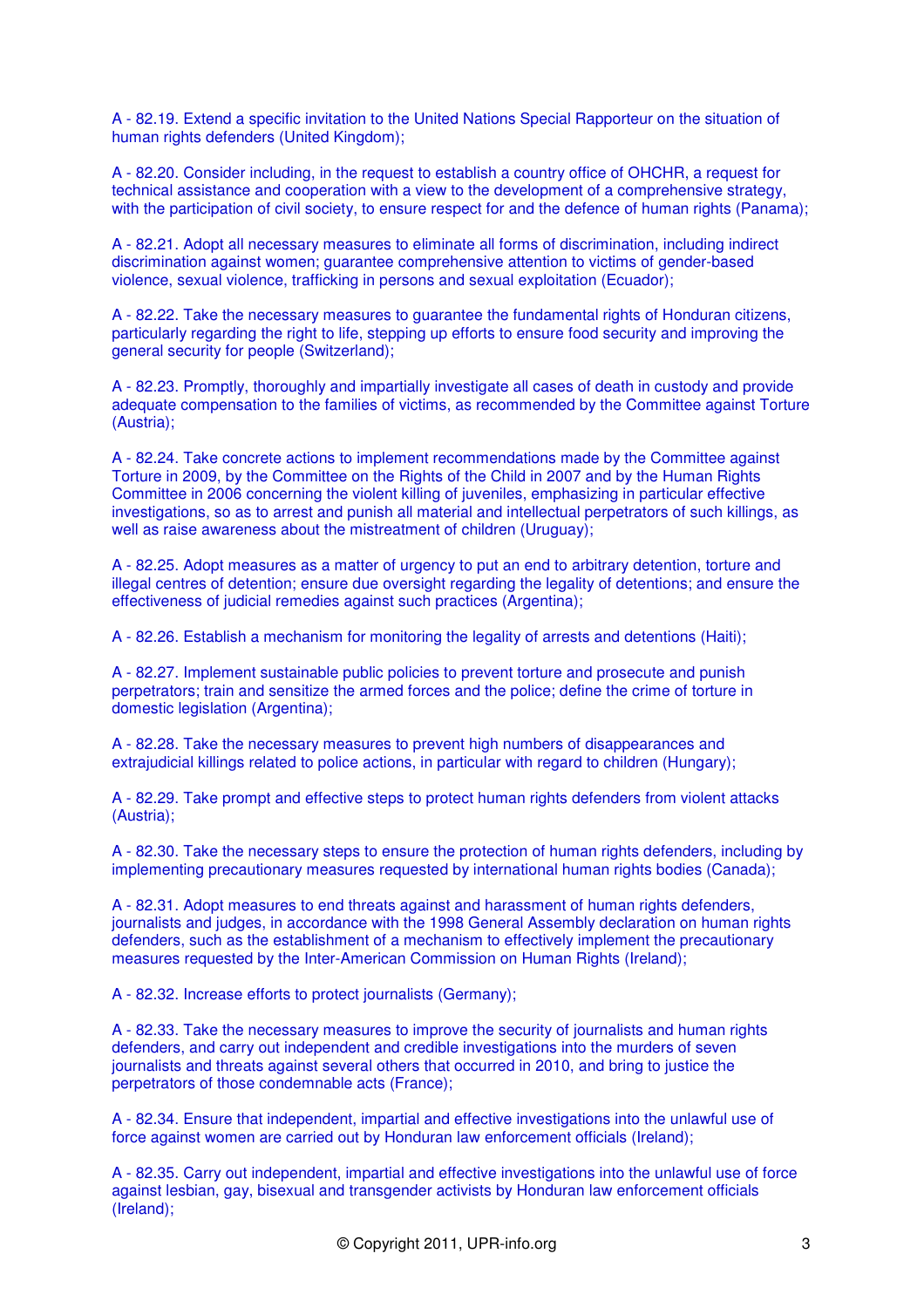A - 82.19. Extend a specific invitation to the United Nations Special Rapporteur on the situation of human rights defenders (United Kingdom);

A - 82.20. Consider including, in the request to establish a country office of OHCHR, a request for technical assistance and cooperation with a view to the development of a comprehensive strategy, with the participation of civil society, to ensure respect for and the defence of human rights (Panama);

A - 82.21. Adopt all necessary measures to eliminate all forms of discrimination, including indirect discrimination against women; guarantee comprehensive attention to victims of gender-based violence, sexual violence, trafficking in persons and sexual exploitation (Ecuador);

A - 82.22. Take the necessary measures to guarantee the fundamental rights of Honduran citizens, particularly regarding the right to life, stepping up efforts to ensure food security and improving the general security for people (Switzerland);

A - 82.23. Promptly, thoroughly and impartially investigate all cases of death in custody and provide adequate compensation to the families of victims, as recommended by the Committee against Torture (Austria);

A - 82.24. Take concrete actions to implement recommendations made by the Committee against Torture in 2009, by the Committee on the Rights of the Child in 2007 and by the Human Rights Committee in 2006 concerning the violent killing of juveniles, emphasizing in particular effective investigations, so as to arrest and punish all material and intellectual perpetrators of such killings, as well as raise awareness about the mistreatment of children (Uruguay);

A - 82.25. Adopt measures as a matter of urgency to put an end to arbitrary detention, torture and illegal centres of detention; ensure due oversight regarding the legality of detentions; and ensure the effectiveness of judicial remedies against such practices (Argentina);

A - 82.26. Establish a mechanism for monitoring the legality of arrests and detentions (Haiti);

A - 82.27. Implement sustainable public policies to prevent torture and prosecute and punish perpetrators; train and sensitize the armed forces and the police; define the crime of torture in domestic legislation (Argentina);

A - 82.28. Take the necessary measures to prevent high numbers of disappearances and extrajudicial killings related to police actions, in particular with regard to children (Hungary);

A - 82.29. Take prompt and effective steps to protect human rights defenders from violent attacks (Austria);

A - 82.30. Take the necessary steps to ensure the protection of human rights defenders, including by implementing precautionary measures requested by international human rights bodies (Canada);

A - 82.31. Adopt measures to end threats against and harassment of human rights defenders, journalists and judges, in accordance with the 1998 General Assembly declaration on human rights defenders, such as the establishment of a mechanism to effectively implement the precautionary measures requested by the Inter-American Commission on Human Rights (Ireland);

A - 82.32. Increase efforts to protect journalists (Germany);

A - 82.33. Take the necessary measures to improve the security of journalists and human rights defenders, and carry out independent and credible investigations into the murders of seven journalists and threats against several others that occurred in 2010, and bring to justice the perpetrators of those condemnable acts (France);

A - 82.34. Ensure that independent, impartial and effective investigations into the unlawful use of force against women are carried out by Honduran law enforcement officials (Ireland);

A - 82.35. Carry out independent, impartial and effective investigations into the unlawful use of force against lesbian, gay, bisexual and transgender activists by Honduran law enforcement officials (Ireland);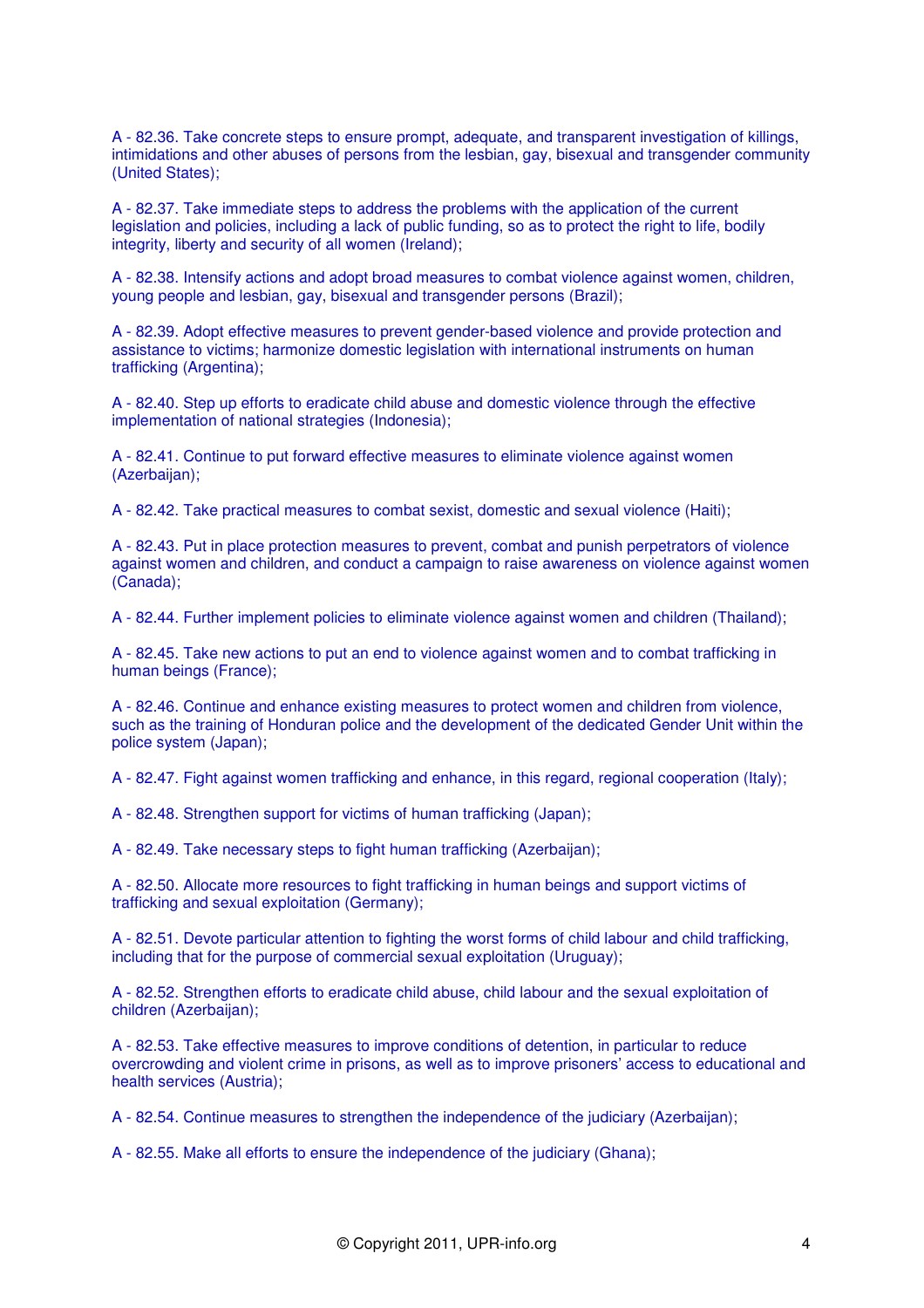A - 82.36. Take concrete steps to ensure prompt, adequate, and transparent investigation of killings, intimidations and other abuses of persons from the lesbian, gay, bisexual and transgender community (United States);

A - 82.37. Take immediate steps to address the problems with the application of the current legislation and policies, including a lack of public funding, so as to protect the right to life, bodily integrity, liberty and security of all women (Ireland);

A - 82.38. Intensify actions and adopt broad measures to combat violence against women, children, young people and lesbian, gay, bisexual and transgender persons (Brazil);

A - 82.39. Adopt effective measures to prevent gender-based violence and provide protection and assistance to victims; harmonize domestic legislation with international instruments on human trafficking (Argentina);

A - 82.40. Step up efforts to eradicate child abuse and domestic violence through the effective implementation of national strategies (Indonesia);

A - 82.41. Continue to put forward effective measures to eliminate violence against women (Azerbaijan);

A - 82.42. Take practical measures to combat sexist, domestic and sexual violence (Haiti);

A - 82.43. Put in place protection measures to prevent, combat and punish perpetrators of violence against women and children, and conduct a campaign to raise awareness on violence against women (Canada);

A - 82.44. Further implement policies to eliminate violence against women and children (Thailand);

A - 82.45. Take new actions to put an end to violence against women and to combat trafficking in human beings (France);

A - 82.46. Continue and enhance existing measures to protect women and children from violence, such as the training of Honduran police and the development of the dedicated Gender Unit within the police system (Japan);

A - 82.47. Fight against women trafficking and enhance, in this regard, regional cooperation (Italy);

A - 82.48. Strengthen support for victims of human trafficking (Japan);

A - 82.49. Take necessary steps to fight human trafficking (Azerbaijan);

A - 82.50. Allocate more resources to fight trafficking in human beings and support victims of trafficking and sexual exploitation (Germany);

A - 82.51. Devote particular attention to fighting the worst forms of child labour and child trafficking, including that for the purpose of commercial sexual exploitation (Uruguay);

A - 82.52. Strengthen efforts to eradicate child abuse, child labour and the sexual exploitation of children (Azerbaijan);

A - 82.53. Take effective measures to improve conditions of detention, in particular to reduce overcrowding and violent crime in prisons, as well as to improve prisoners' access to educational and health services (Austria);

A - 82.54. Continue measures to strengthen the independence of the judiciary (Azerbaijan);

A - 82.55. Make all efforts to ensure the independence of the judiciary (Ghana);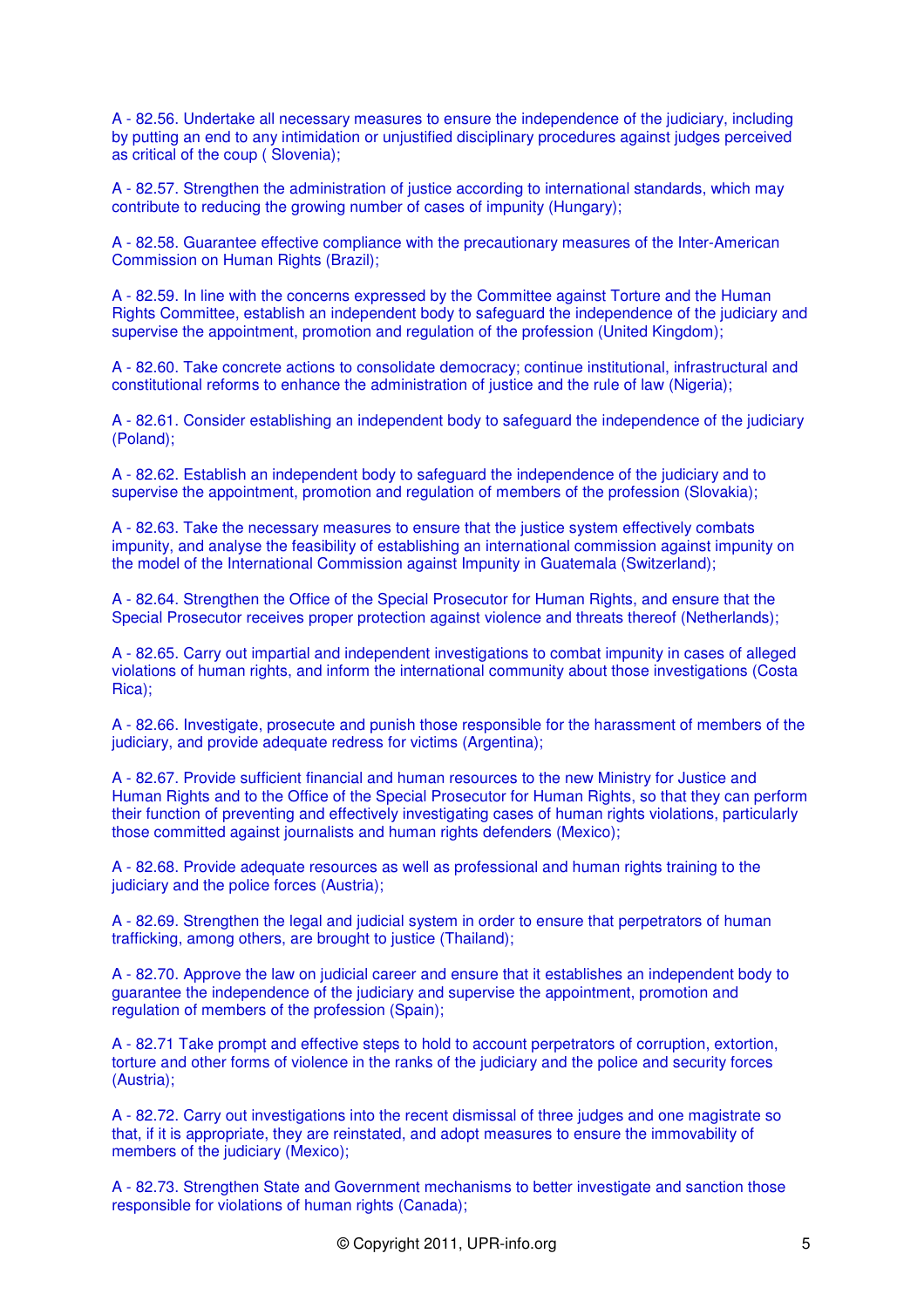A - 82.56. Undertake all necessary measures to ensure the independence of the judiciary, including by putting an end to any intimidation or unjustified disciplinary procedures against judges perceived as critical of the coup ( Slovenia);

A - 82.57. Strengthen the administration of justice according to international standards, which may contribute to reducing the growing number of cases of impunity (Hungary);

A - 82.58. Guarantee effective compliance with the precautionary measures of the Inter-American Commission on Human Rights (Brazil);

A - 82.59. In line with the concerns expressed by the Committee against Torture and the Human Rights Committee, establish an independent body to safeguard the independence of the judiciary and supervise the appointment, promotion and regulation of the profession (United Kingdom);

A - 82.60. Take concrete actions to consolidate democracy; continue institutional, infrastructural and constitutional reforms to enhance the administration of justice and the rule of law (Nigeria);

A - 82.61. Consider establishing an independent body to safeguard the independence of the judiciary (Poland);

A - 82.62. Establish an independent body to safeguard the independence of the judiciary and to supervise the appointment, promotion and regulation of members of the profession (Slovakia);

A - 82.63. Take the necessary measures to ensure that the justice system effectively combats impunity, and analyse the feasibility of establishing an international commission against impunity on the model of the International Commission against Impunity in Guatemala (Switzerland);

A - 82.64. Strengthen the Office of the Special Prosecutor for Human Rights, and ensure that the Special Prosecutor receives proper protection against violence and threats thereof (Netherlands);

A - 82.65. Carry out impartial and independent investigations to combat impunity in cases of alleged violations of human rights, and inform the international community about those investigations (Costa Rica);

A - 82.66. Investigate, prosecute and punish those responsible for the harassment of members of the judiciary, and provide adequate redress for victims (Argentina);

A - 82.67. Provide sufficient financial and human resources to the new Ministry for Justice and Human Rights and to the Office of the Special Prosecutor for Human Rights, so that they can perform their function of preventing and effectively investigating cases of human rights violations, particularly those committed against journalists and human rights defenders (Mexico);

A - 82.68. Provide adequate resources as well as professional and human rights training to the judiciary and the police forces (Austria);

A - 82.69. Strengthen the legal and judicial system in order to ensure that perpetrators of human trafficking, among others, are brought to justice (Thailand);

A - 82.70. Approve the law on judicial career and ensure that it establishes an independent body to guarantee the independence of the judiciary and supervise the appointment, promotion and regulation of members of the profession (Spain);

A - 82.71 Take prompt and effective steps to hold to account perpetrators of corruption, extortion, torture and other forms of violence in the ranks of the judiciary and the police and security forces (Austria);

A - 82.72. Carry out investigations into the recent dismissal of three judges and one magistrate so that, if it is appropriate, they are reinstated, and adopt measures to ensure the immovability of members of the judiciary (Mexico);

A - 82.73. Strengthen State and Government mechanisms to better investigate and sanction those responsible for violations of human rights (Canada);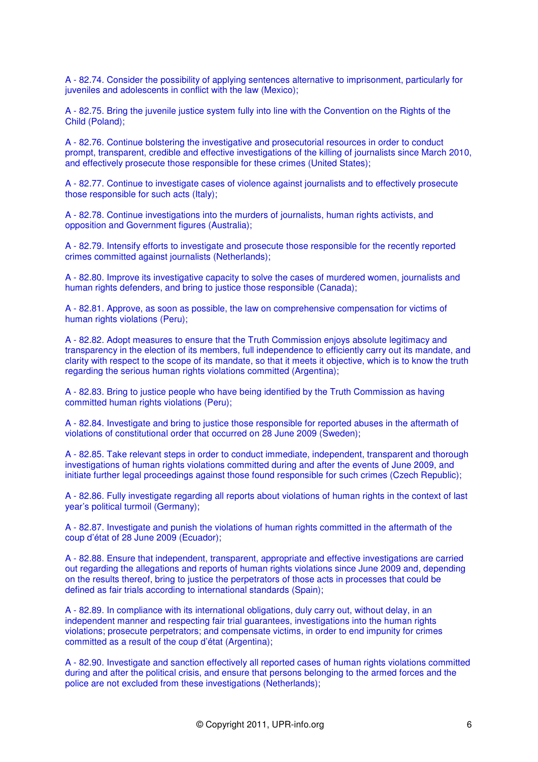A - 82.74. Consider the possibility of applying sentences alternative to imprisonment, particularly for juveniles and adolescents in conflict with the law (Mexico);

A - 82.75. Bring the juvenile justice system fully into line with the Convention on the Rights of the Child (Poland);

A - 82.76. Continue bolstering the investigative and prosecutorial resources in order to conduct prompt, transparent, credible and effective investigations of the killing of journalists since March 2010, and effectively prosecute those responsible for these crimes (United States);

A - 82.77. Continue to investigate cases of violence against journalists and to effectively prosecute those responsible for such acts (Italy);

A - 82.78. Continue investigations into the murders of journalists, human rights activists, and opposition and Government figures (Australia);

A - 82.79. Intensify efforts to investigate and prosecute those responsible for the recently reported crimes committed against journalists (Netherlands);

A - 82.80. Improve its investigative capacity to solve the cases of murdered women, journalists and human rights defenders, and bring to justice those responsible (Canada);

A - 82.81. Approve, as soon as possible, the law on comprehensive compensation for victims of human rights violations (Peru);

A - 82.82. Adopt measures to ensure that the Truth Commission enjoys absolute legitimacy and transparency in the election of its members, full independence to efficiently carry out its mandate, and clarity with respect to the scope of its mandate, so that it meets it objective, which is to know the truth regarding the serious human rights violations committed (Argentina);

A - 82.83. Bring to justice people who have being identified by the Truth Commission as having committed human rights violations (Peru);

A - 82.84. Investigate and bring to justice those responsible for reported abuses in the aftermath of violations of constitutional order that occurred on 28 June 2009 (Sweden);

A - 82.85. Take relevant steps in order to conduct immediate, independent, transparent and thorough investigations of human rights violations committed during and after the events of June 2009, and initiate further legal proceedings against those found responsible for such crimes (Czech Republic);

A - 82.86. Fully investigate regarding all reports about violations of human rights in the context of last year's political turmoil (Germany);

A - 82.87. Investigate and punish the violations of human rights committed in the aftermath of the coup d'état of 28 June 2009 (Ecuador);

A - 82.88. Ensure that independent, transparent, appropriate and effective investigations are carried out regarding the allegations and reports of human rights violations since June 2009 and, depending on the results thereof, bring to justice the perpetrators of those acts in processes that could be defined as fair trials according to international standards (Spain);

A - 82.89. In compliance with its international obligations, duly carry out, without delay, in an independent manner and respecting fair trial guarantees, investigations into the human rights violations; prosecute perpetrators; and compensate victims, in order to end impunity for crimes committed as a result of the coup d'état (Argentina);

A - 82.90. Investigate and sanction effectively all reported cases of human rights violations committed during and after the political crisis, and ensure that persons belonging to the armed forces and the police are not excluded from these investigations (Netherlands);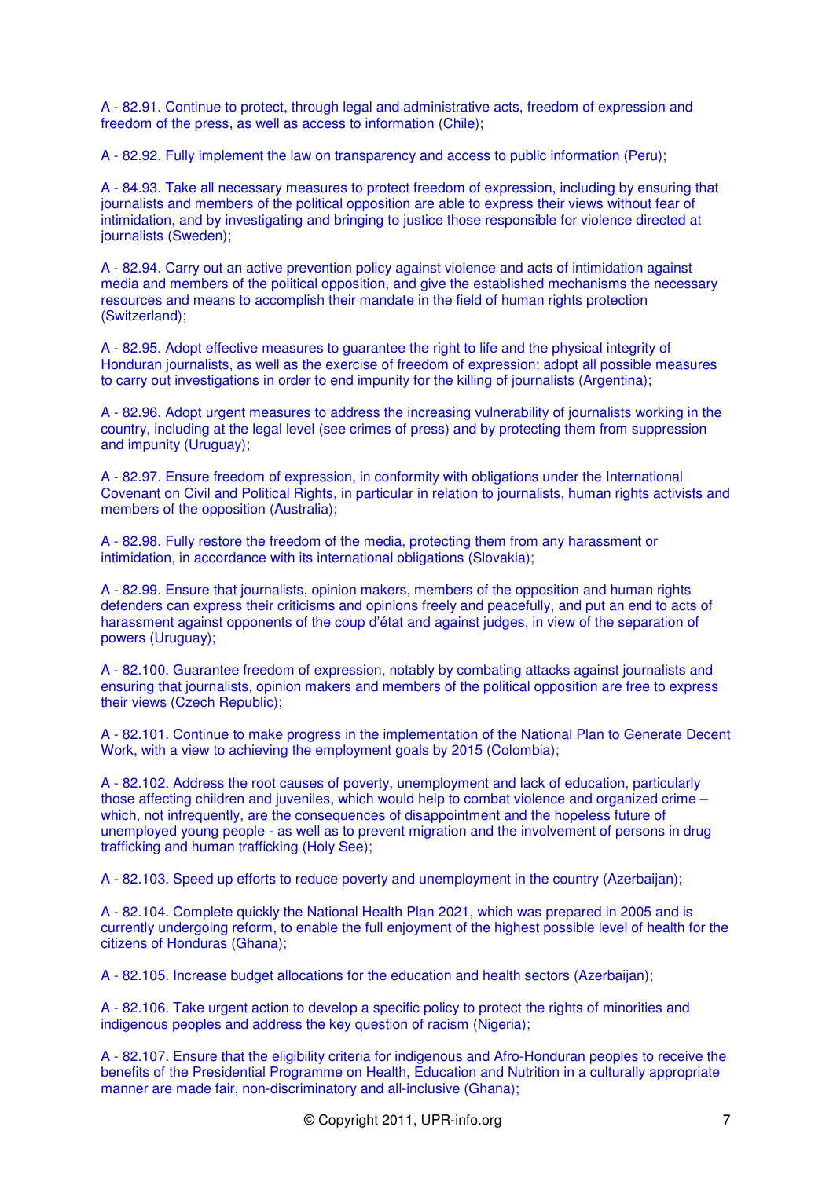A - 82.91. Continue to protect, through legal and administrative acts, freedom of expression and freedom of the press, as well as access to information (Chile);

A - 82.92. Fully implement the law on transparency and access to public information (Peru);

A - 84.93. Take all necessary measures to protect freedom of expression, including by ensuring that journalists and members of the political opposition are able to express their views without fear of intimidation, and by investigating and bringing to justice those responsible for violence directed at journalists (Sweden);

A - 82.94. Carry out an active prevention policy against violence and acts of intimidation against media and members of the political opposition, and give the established mechanisms the necessary resources and means to accomplish their mandate in the field of human rights protection (Switzerland);

A - 82.95. Adopt effective measures to guarantee the right to life and the physical integrity of Honduran journalists, as well as the exercise of freedom of expression; adopt all possible measures to carry out investigations in order to end impunity for the killing of journalists (Argentina);

A - 82.96. Adopt urgent measures to address the increasing vulnerability of journalists working in the country, including at the legal level (see crimes of press) and by protecting them from suppression and impunity (Uruguay);

A - 82.97. Ensure freedom of expression, in conformity with obligations under the International Covenant on Civil and Political Rights, in particular in relation to journalists, human rights activists and members of the opposition (Australia);

A - 82.98. Fully restore the freedom of the media, protecting them from any harassment or intimidation, in accordance with its international obligations (Slovakia);

A - 82.99. Ensure that journalists, opinion makers, members of the opposition and human rights defenders can express their criticisms and opinions freely and peacefully, and put an end to acts of harassment against opponents of the coup d'état and against judges, in view of the separation of powers (Uruguay);

A - 82.100. Guarantee freedom of expression, notably by combating attacks against journalists and ensuring that journalists, opinion makers and members of the political opposition are free to express their views (Czech Republic);

A - 82.101. Continue to make progress in the implementation of the National Plan to Generate Decent Work, with a view to achieving the employment goals by 2015 (Colombia);

A - 82.102. Address the root causes of poverty, unemployment and lack of education, particularly those affecting children and juveniles, which would help to combat violence and organized crime – which, not infrequently, are the consequences of disappointment and the hopeless future of unemployed young people - as well as to prevent migration and the involvement of persons in drug trafficking and human trafficking (Holy See);

A - 82.103. Speed up efforts to reduce poverty and unemployment in the country (Azerbaijan);

A - 82.104. Complete quickly the National Health Plan 2021, which was prepared in 2005 and is currently undergoing reform, to enable the full enjoyment of the highest possible level of health for the citizens of Honduras (Ghana);

A - 82.105. Increase budget allocations for the education and health sectors (Azerbaijan);

A - 82.106. Take urgent action to develop a specific policy to protect the rights of minorities and indigenous peoples and address the key question of racism (Nigeria);

A - 82.107. Ensure that the eligibility criteria for indigenous and Afro-Honduran peoples to receive the benefits of the Presidential Programme on Health, Education and Nutrition in a culturally appropriate manner are made fair, non-discriminatory and all-inclusive (Ghana);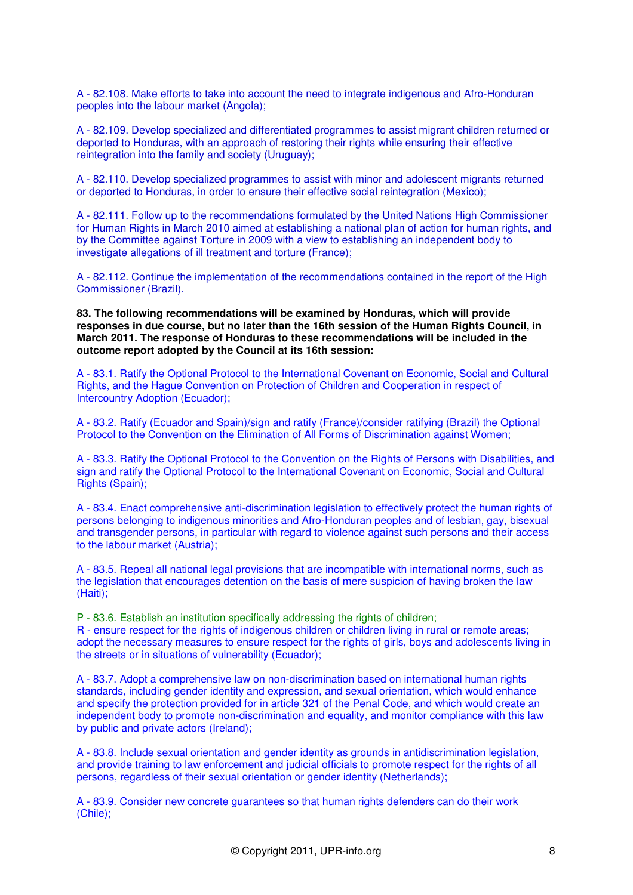A - 82.108. Make efforts to take into account the need to integrate indigenous and Afro-Honduran peoples into the labour market (Angola);

A - 82.109. Develop specialized and differentiated programmes to assist migrant children returned or deported to Honduras, with an approach of restoring their rights while ensuring their effective reintegration into the family and society (Uruguay);

A - 82.110. Develop specialized programmes to assist with minor and adolescent migrants returned or deported to Honduras, in order to ensure their effective social reintegration (Mexico);

A - 82.111. Follow up to the recommendations formulated by the United Nations High Commissioner for Human Rights in March 2010 aimed at establishing a national plan of action for human rights, and by the Committee against Torture in 2009 with a view to establishing an independent body to investigate allegations of ill treatment and torture (France);

A - 82.112. Continue the implementation of the recommendations contained in the report of the High Commissioner (Brazil).

**83. The following recommendations will be examined by Honduras, which will provide responses in due course, but no later than the 16th session of the Human Rights Council, in March 2011. The response of Honduras to these recommendations will be included in the outcome report adopted by the Council at its 16th session:**

A - 83.1. Ratify the Optional Protocol to the International Covenant on Economic, Social and Cultural Rights, and the Hague Convention on Protection of Children and Cooperation in respect of Intercountry Adoption (Ecuador);

A - 83.2. Ratify (Ecuador and Spain)/sign and ratify (France)/consider ratifying (Brazil) the Optional Protocol to the Convention on the Elimination of All Forms of Discrimination against Women;

A - 83.3. Ratify the Optional Protocol to the Convention on the Rights of Persons with Disabilities, and sign and ratify the Optional Protocol to the International Covenant on Economic, Social and Cultural Rights (Spain);

A - 83.4. Enact comprehensive anti-discrimination legislation to effectively protect the human rights of persons belonging to indigenous minorities and Afro-Honduran peoples and of lesbian, gay, bisexual and transgender persons, in particular with regard to violence against such persons and their access to the labour market (Austria);

A - 83.5. Repeal all national legal provisions that are incompatible with international norms, such as the legislation that encourages detention on the basis of mere suspicion of having broken the law (Haiti);

P - 83.6. Establish an institution specifically addressing the rights of children;
R - ensure respect for the rights of indigenous children or children living in rural or remote areas; adopt the necessary measures to ensure respect for the rights of girls, boys and adolescents living in the streets or in situations of vulnerability (Ecuador);

A - 83.7. Adopt a comprehensive law on non-discrimination based on international human rights standards, including gender identity and expression, and sexual orientation, which would enhance and specify the protection provided for in article 321 of the Penal Code, and which would create an independent body to promote non-discrimination and equality, and monitor compliance with this law by public and private actors (Ireland);

A - 83.8. Include sexual orientation and gender identity as grounds in antidiscrimination legislation, and provide training to law enforcement and judicial officials to promote respect for the rights of all persons, regardless of their sexual orientation or gender identity (Netherlands);

A - 83.9. Consider new concrete guarantees so that human rights defenders can do their work (Chile);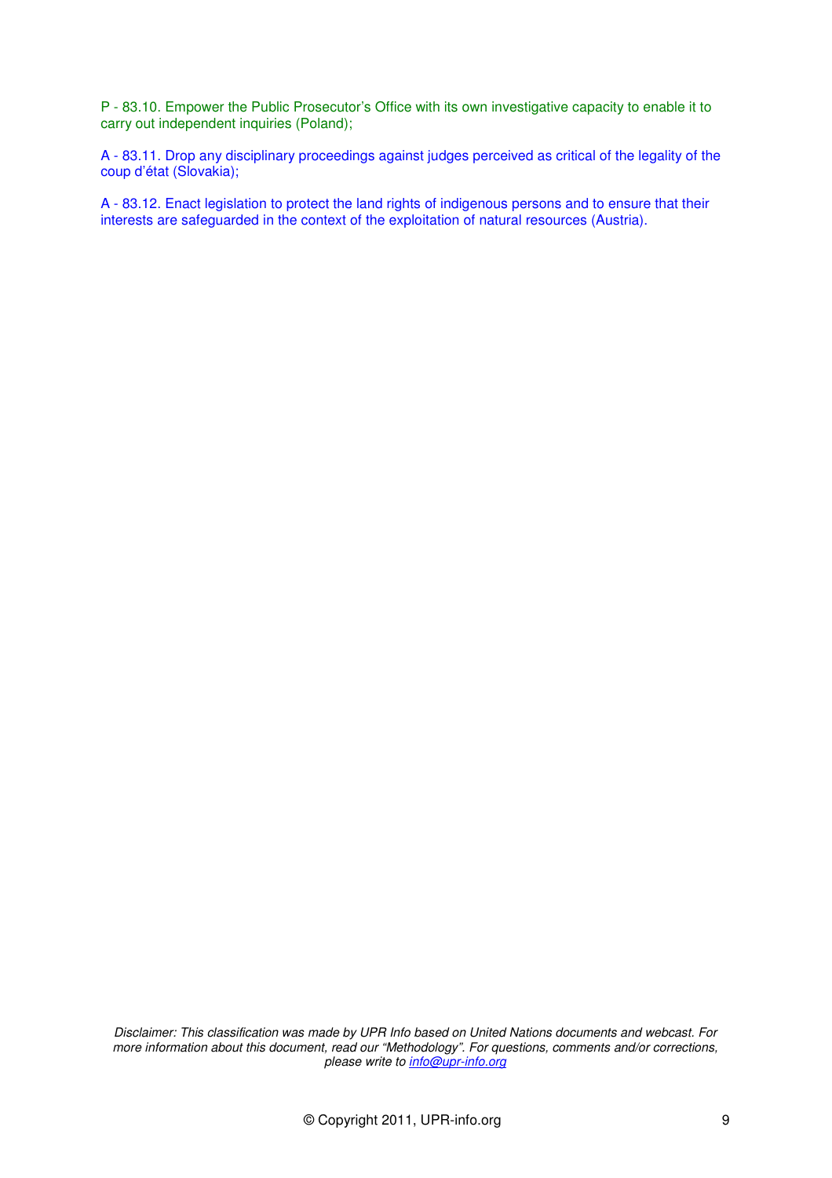P - 83.10. Empower the Public Prosecutor's Office with its own investigative capacity to enable it to carry out independent inquiries (Poland);

A - 83.11. Drop any disciplinary proceedings against judges perceived as critical of the legality of the coup d'état (Slovakia);

A - 83.12. Enact legislation to protect the land rights of indigenous persons and to ensure that their interests are safeguarded in the context of the exploitation of natural resources (Austria).

*Disclaimer: This classification was made by UPR Info based on United Nations documents and webcast. For more information about this document, read our "Methodology". For questions, comments and/or corrections, please write to [info@upr-info.org](mailto:info@upr-info.org)*

© Copyright 2011, UPR-info.org